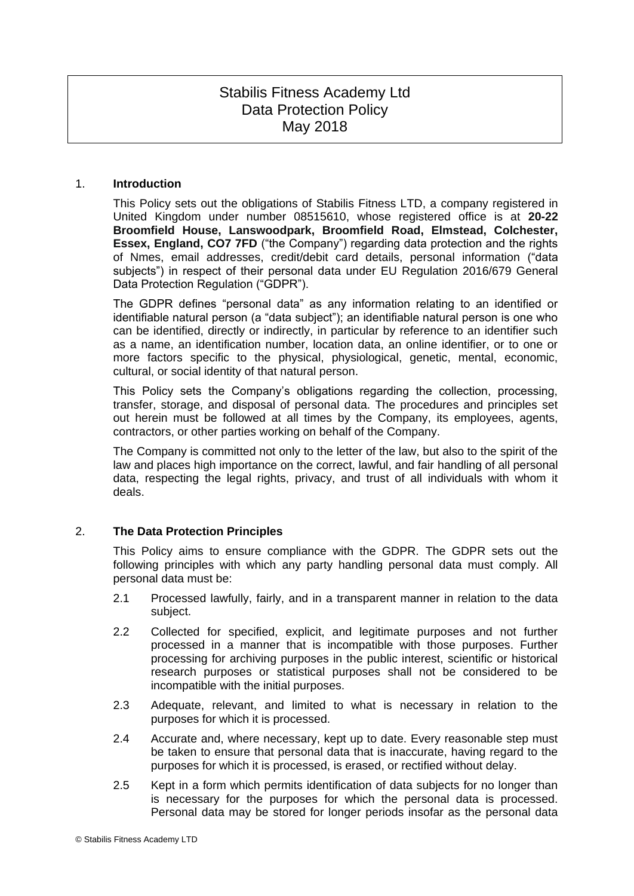# Stabilis Fitness Academy Ltd
# Data Protection Policy
# May 2018

## 1. Introduction

This Policy sets out the obligations of Stabilis Fitness LTD, a company registered in United Kingdom under number 08515610, whose registered office is at **20-22 Broomfield House, Lanswoodpark, Broomfield Road, Elmstead, Colchester, Essex, England, CO7 7FD** ("the Company") regarding data protection and the rights of Nmes, email addresses, credit/debit card details, personal information ("data subjects") in respect of their personal data under EU Regulation 2016/679 General Data Protection Regulation ("GDPR").

The GDPR defines "personal data" as any information relating to an identified or identifiable natural person (a "data subject"); an identifiable natural person is one who can be identified, directly or indirectly, in particular by reference to an identifier such as a name, an identification number, location data, an online identifier, or to one or more factors specific to the physical, physiological, genetic, mental, economic, cultural, or social identity of that natural person.

This Policy sets the Company's obligations regarding the collection, processing, transfer, storage, and disposal of personal data. The procedures and principles set out herein must be followed at all times by the Company, its employees, agents, contractors, or other parties working on behalf of the Company.

The Company is committed not only to the letter of the law, but also to the spirit of the law and places high importance on the correct, lawful, and fair handling of all personal data, respecting the legal rights, privacy, and trust of all individuals with whom it deals.

## 2. The Data Protection Principles

This Policy aims to ensure compliance with the GDPR. The GDPR sets out the following principles with which any party handling personal data must comply. All personal data must be:

2.1 Processed lawfully, fairly, and in a transparent manner in relation to the data subject.

2.2 Collected for specified, explicit, and legitimate purposes and not further processed in a manner that is incompatible with those purposes. Further processing for archiving purposes in the public interest, scientific or historical research purposes or statistical purposes shall not be considered to be incompatible with the initial purposes.

2.3 Adequate, relevant, and limited to what is necessary in relation to the purposes for which it is processed.

2.4 Accurate and, where necessary, kept up to date. Every reasonable step must be taken to ensure that personal data that is inaccurate, having regard to the purposes for which it is processed, is erased, or rectified without delay.

2.5 Kept in a form which permits identification of data subjects for no longer than is necessary for the purposes for which the personal data is processed. Personal data may be stored for longer periods insofar as the personal data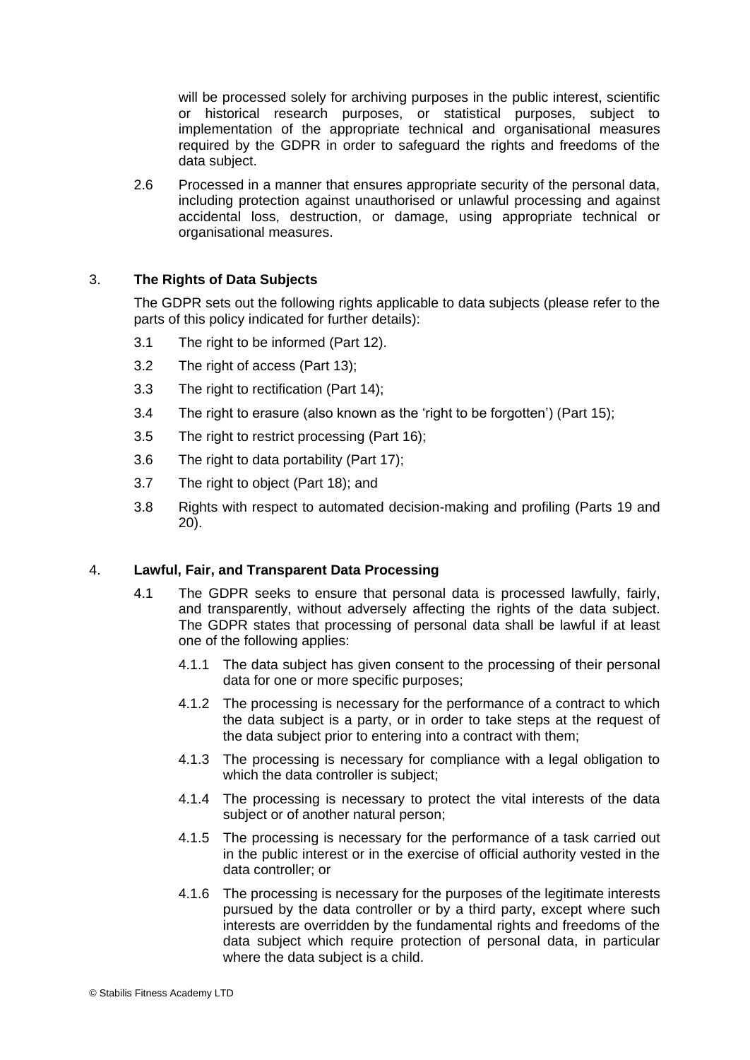will be processed solely for archiving purposes in the public interest, scientific or historical research purposes, or statistical purposes, subject to implementation of the appropriate technical and organisational measures required by the GDPR in order to safeguard the rights and freedoms of the data subject.

2.6 Processed in a manner that ensures appropriate security of the personal data, including protection against unauthorised or unlawful processing and against accidental loss, destruction, or damage, using appropriate technical or organisational measures.

## 3. The Rights of Data Subjects

The GDPR sets out the following rights applicable to data subjects (please refer to the parts of this policy indicated for further details):

3.1 The right to be informed (Part 12).

3.2 The right of access (Part 13);

3.3 The right to rectification (Part 14);

3.4 The right to erasure (also known as the 'right to be forgotten') (Part 15);

3.5 The right to restrict processing (Part 16);

3.6 The right to data portability (Part 17);

3.7 The right to object (Part 18); and

3.8 Rights with respect to automated decision-making and profiling (Parts 19 and 20).

## 4. Lawful, Fair, and Transparent Data Processing

4.1 The GDPR seeks to ensure that personal data is processed lawfully, fairly, and transparently, without adversely affecting the rights of the data subject. The GDPR states that processing of personal data shall be lawful if at least one of the following applies:

4.1.1 The data subject has given consent to the processing of their personal data for one or more specific purposes;

4.1.2 The processing is necessary for the performance of a contract to which the data subject is a party, or in order to take steps at the request of the data subject prior to entering into a contract with them;

4.1.3 The processing is necessary for compliance with a legal obligation to which the data controller is subject;

4.1.4 The processing is necessary to protect the vital interests of the data subject or of another natural person;

4.1.5 The processing is necessary for the performance of a task carried out in the public interest or in the exercise of official authority vested in the data controller; or

4.1.6 The processing is necessary for the purposes of the legitimate interests pursued by the data controller or by a third party, except where such interests are overridden by the fundamental rights and freedoms of the data subject which require protection of personal data, in particular where the data subject is a child.

© Stabilis Fitness Academy LTD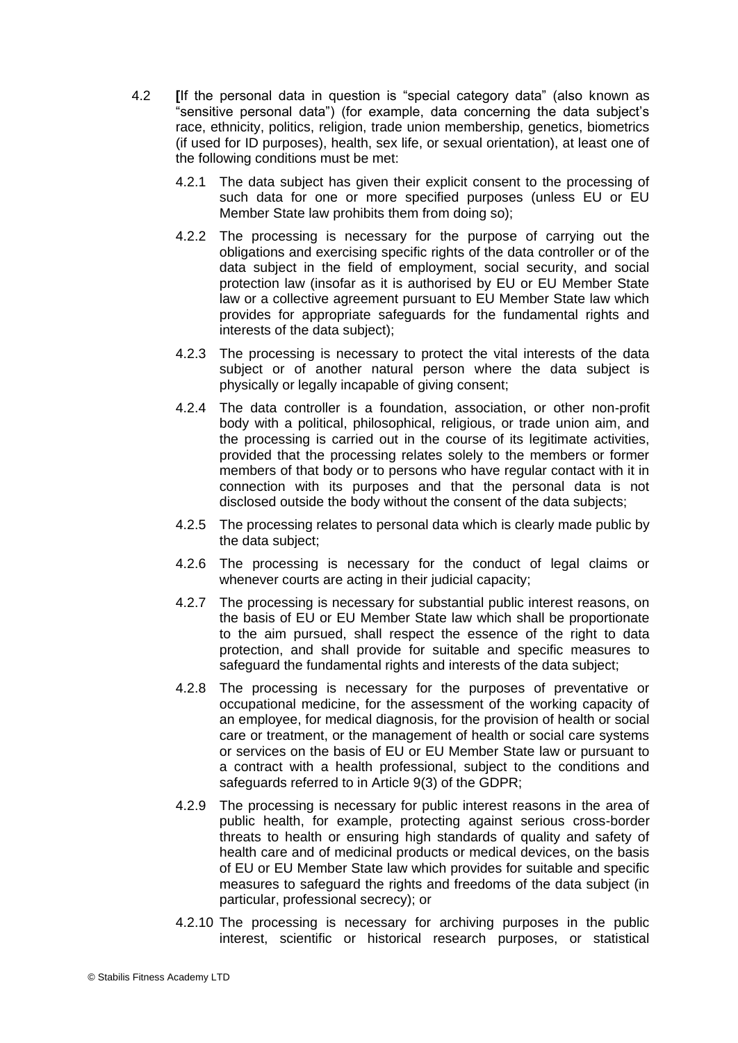4.2 **[**If the personal data in question is "special category data" (also known as "sensitive personal data") (for example, data concerning the data subject's race, ethnicity, politics, religion, trade union membership, genetics, biometrics (if used for ID purposes), health, sex life, or sexual orientation), at least one of the following conditions must be met:

4.2.1 The data subject has given their explicit consent to the processing of such data for one or more specified purposes (unless EU or EU Member State law prohibits them from doing so);

4.2.2 The processing is necessary for the purpose of carrying out the obligations and exercising specific rights of the data controller or of the data subject in the field of employment, social security, and social protection law (insofar as it is authorised by EU or EU Member State law or a collective agreement pursuant to EU Member State law which provides for appropriate safeguards for the fundamental rights and interests of the data subject);

4.2.3 The processing is necessary to protect the vital interests of the data subject or of another natural person where the data subject is physically or legally incapable of giving consent;

4.2.4 The data controller is a foundation, association, or other non-profit body with a political, philosophical, religious, or trade union aim, and the processing is carried out in the course of its legitimate activities, provided that the processing relates solely to the members or former members of that body or to persons who have regular contact with it in connection with its purposes and that the personal data is not disclosed outside the body without the consent of the data subjects;

4.2.5 The processing relates to personal data which is clearly made public by the data subject;

4.2.6 The processing is necessary for the conduct of legal claims or whenever courts are acting in their judicial capacity;

4.2.7 The processing is necessary for substantial public interest reasons, on the basis of EU or EU Member State law which shall be proportionate to the aim pursued, shall respect the essence of the right to data protection, and shall provide for suitable and specific measures to safeguard the fundamental rights and interests of the data subject;

4.2.8 The processing is necessary for the purposes of preventative or occupational medicine, for the assessment of the working capacity of an employee, for medical diagnosis, for the provision of health or social care or treatment, or the management of health or social care systems or services on the basis of EU or EU Member State law or pursuant to a contract with a health professional, subject to the conditions and safeguards referred to in Article 9(3) of the GDPR;

4.2.9 The processing is necessary for public interest reasons in the area of public health, for example, protecting against serious cross-border threats to health or ensuring high standards of quality and safety of health care and of medicinal products or medical devices, on the basis of EU or EU Member State law which provides for suitable and specific measures to safeguard the rights and freedoms of the data subject (in particular, professional secrecy); or

4.2.10 The processing is necessary for archiving purposes in the public interest, scientific or historical research purposes, or statistical

© Stabilis Fitness Academy LTD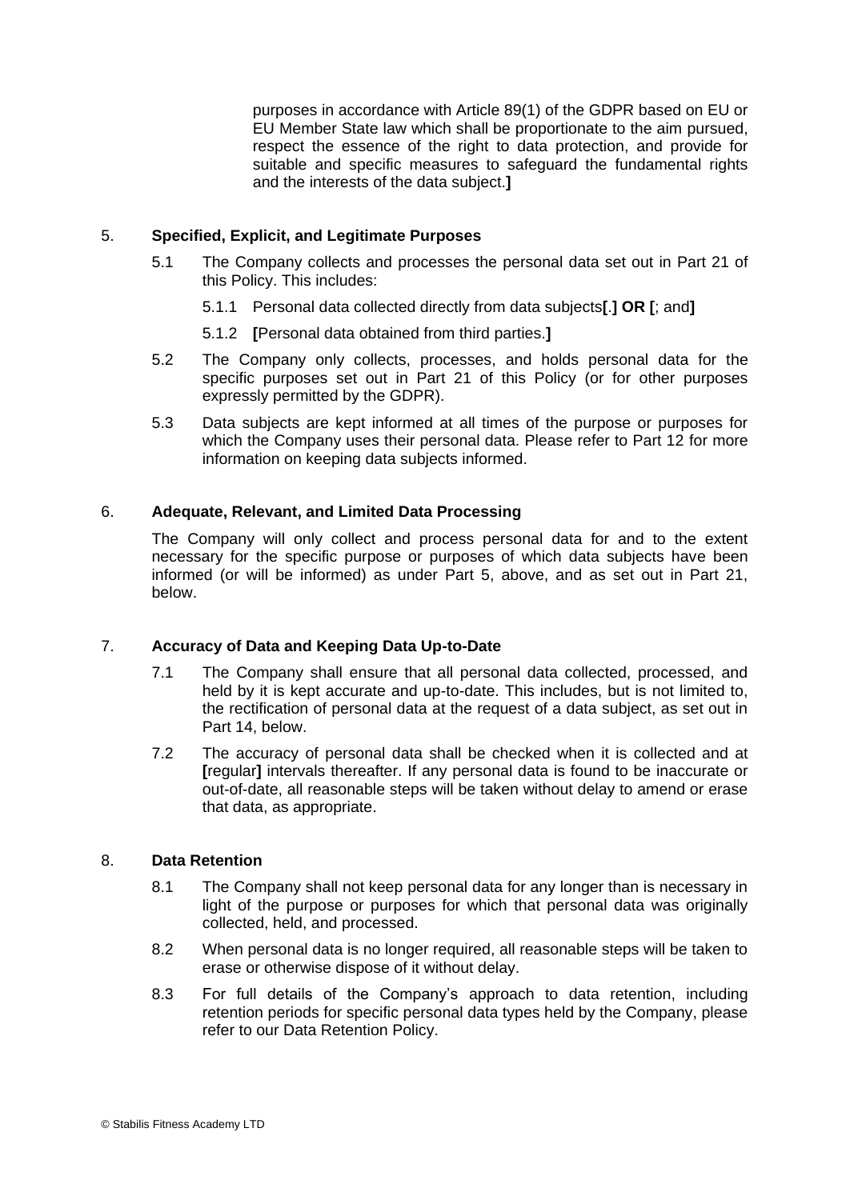purposes in accordance with Article 89(1) of the GDPR based on EU or EU Member State law which shall be proportionate to the aim pursued, respect the essence of the right to data protection, and provide for suitable and specific measures to safeguard the fundamental rights and the interests of the data subject.**]**

## 5. Specified, Explicit, and Legitimate Purposes

5.1 The Company collects and processes the personal data set out in Part 21 of this Policy. This includes:

5.1.1 Personal data collected directly from data subjects**[**.**] OR [**; and**]**

5.1.2 **[**Personal data obtained from third parties.**]**

5.2 The Company only collects, processes, and holds personal data for the specific purposes set out in Part 21 of this Policy (or for other purposes expressly permitted by the GDPR).

5.3 Data subjects are kept informed at all times of the purpose or purposes for which the Company uses their personal data. Please refer to Part 12 for more information on keeping data subjects informed.

## 6. Adequate, Relevant, and Limited Data Processing

The Company will only collect and process personal data for and to the extent necessary for the specific purpose or purposes of which data subjects have been informed (or will be informed) as under Part 5, above, and as set out in Part 21, below.

## 7. Accuracy of Data and Keeping Data Up-to-Date

7.1 The Company shall ensure that all personal data collected, processed, and held by it is kept accurate and up-to-date. This includes, but is not limited to, the rectification of personal data at the request of a data subject, as set out in Part 14, below.

7.2 The accuracy of personal data shall be checked when it is collected and at **[**regular**]** intervals thereafter. If any personal data is found to be inaccurate or out-of-date, all reasonable steps will be taken without delay to amend or erase that data, as appropriate.

## 8. Data Retention

8.1 The Company shall not keep personal data for any longer than is necessary in light of the purpose or purposes for which that personal data was originally collected, held, and processed.

8.2 When personal data is no longer required, all reasonable steps will be taken to erase or otherwise dispose of it without delay.

8.3 For full details of the Company's approach to data retention, including retention periods for specific personal data types held by the Company, please refer to our Data Retention Policy.

© Stabilis Fitness Academy LTD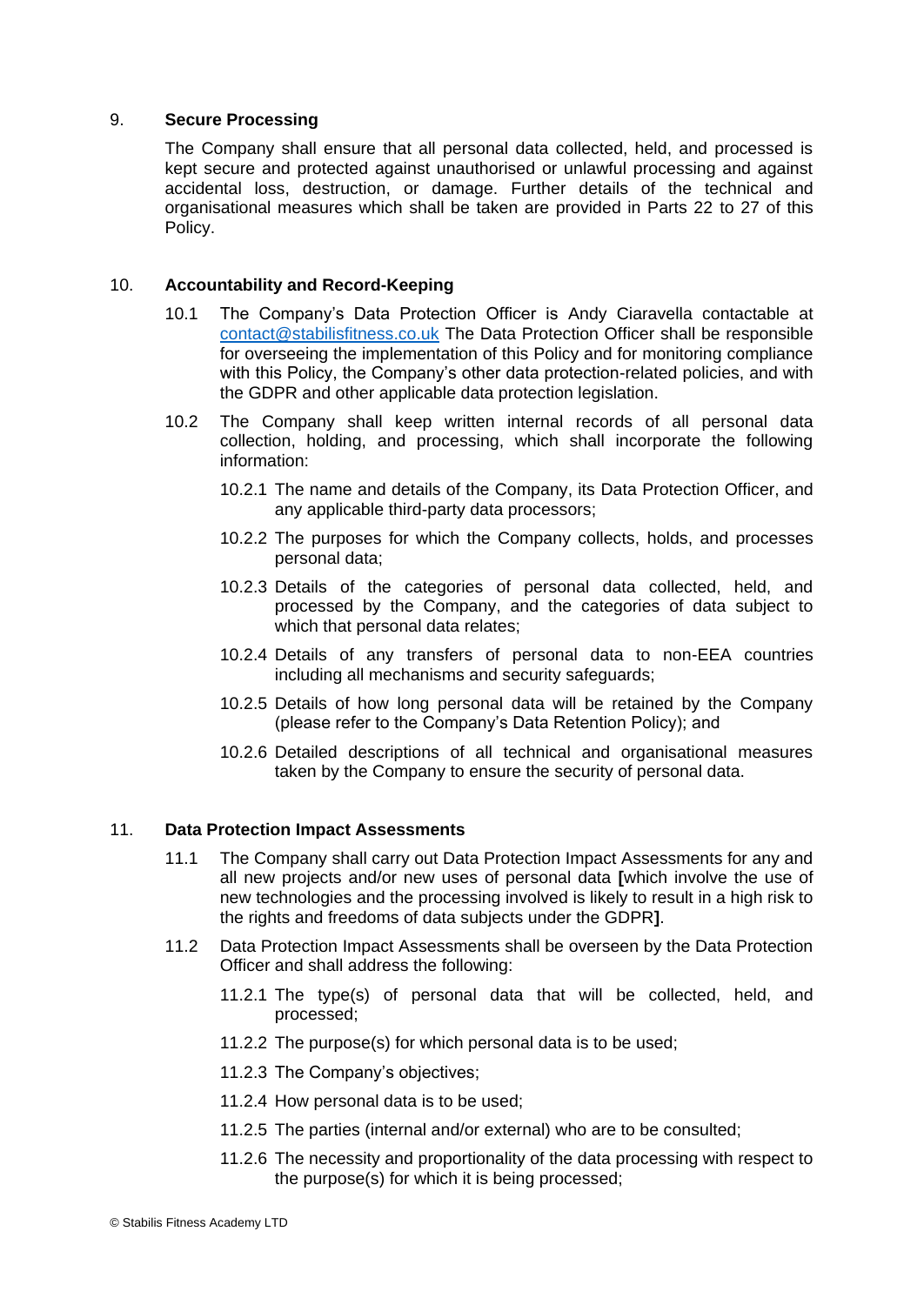## 9. Secure Processing

The Company shall ensure that all personal data collected, held, and processed is kept secure and protected against unauthorised or unlawful processing and against accidental loss, destruction, or damage. Further details of the technical and organisational measures which shall be taken are provided in Parts 22 to 27 of this Policy.

## 10. Accountability and Record-Keeping

10.1 The Company's Data Protection Officer is Andy Ciaravella contactable at contact@stabilisfitness.co.uk The Data Protection Officer shall be responsible for overseeing the implementation of this Policy and for monitoring compliance with this Policy, the Company's other data protection-related policies, and with the GDPR and other applicable data protection legislation.

10.2 The Company shall keep written internal records of all personal data collection, holding, and processing, which shall incorporate the following information:

10.2.1 The name and details of the Company, its Data Protection Officer, and any applicable third-party data processors;

10.2.2 The purposes for which the Company collects, holds, and processes personal data;

10.2.3 Details of the categories of personal data collected, held, and processed by the Company, and the categories of data subject to which that personal data relates;

10.2.4 Details of any transfers of personal data to non-EEA countries including all mechanisms and security safeguards;

10.2.5 Details of how long personal data will be retained by the Company (please refer to the Company's Data Retention Policy); and

10.2.6 Detailed descriptions of all technical and organisational measures taken by the Company to ensure the security of personal data.

## 11. Data Protection Impact Assessments

11.1 The Company shall carry out Data Protection Impact Assessments for any and all new projects and/or new uses of personal data **[**which involve the use of new technologies and the processing involved is likely to result in a high risk to the rights and freedoms of data subjects under the GDPR**]**.

11.2 Data Protection Impact Assessments shall be overseen by the Data Protection Officer and shall address the following:

11.2.1 The type(s) of personal data that will be collected, held, and processed;

11.2.2 The purpose(s) for which personal data is to be used;

11.2.3 The Company's objectives;

11.2.4 How personal data is to be used;

11.2.5 The parties (internal and/or external) who are to be consulted;

11.2.6 The necessity and proportionality of the data processing with respect to the purpose(s) for which it is being processed;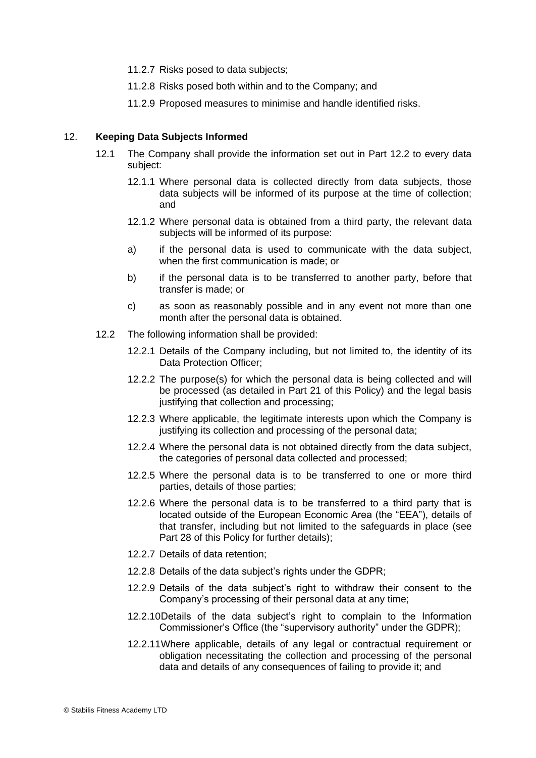11.2.7 Risks posed to data subjects;

11.2.8 Risks posed both within and to the Company; and

11.2.9 Proposed measures to minimise and handle identified risks.

## 12. Keeping Data Subjects Informed

12.1 The Company shall provide the information set out in Part 12.2 to every data subject:

12.1.1 Where personal data is collected directly from data subjects, those data subjects will be informed of its purpose at the time of collection; and

12.1.2 Where personal data is obtained from a third party, the relevant data subjects will be informed of its purpose:

a) if the personal data is used to communicate with the data subject, when the first communication is made; or

b) if the personal data is to be transferred to another party, before that transfer is made; or

c) as soon as reasonably possible and in any event not more than one month after the personal data is obtained.

12.2 The following information shall be provided:

12.2.1 Details of the Company including, but not limited to, the identity of its Data Protection Officer;

12.2.2 The purpose(s) for which the personal data is being collected and will be processed (as detailed in Part 21 of this Policy) and the legal basis justifying that collection and processing;

12.2.3 Where applicable, the legitimate interests upon which the Company is justifying its collection and processing of the personal data;

12.2.4 Where the personal data is not obtained directly from the data subject, the categories of personal data collected and processed;

12.2.5 Where the personal data is to be transferred to one or more third parties, details of those parties;

12.2.6 Where the personal data is to be transferred to a third party that is located outside of the European Economic Area (the "EEA"), details of that transfer, including but not limited to the safeguards in place (see Part 28 of this Policy for further details);

12.2.7 Details of data retention;

12.2.8 Details of the data subject's rights under the GDPR;

12.2.9 Details of the data subject's right to withdraw their consent to the Company's processing of their personal data at any time;

12.2.10 Details of the data subject's right to complain to the Information Commissioner's Office (the "supervisory authority" under the GDPR);

12.2.11 Where applicable, details of any legal or contractual requirement or obligation necessitating the collection and processing of the personal data and details of any consequences of failing to provide it; and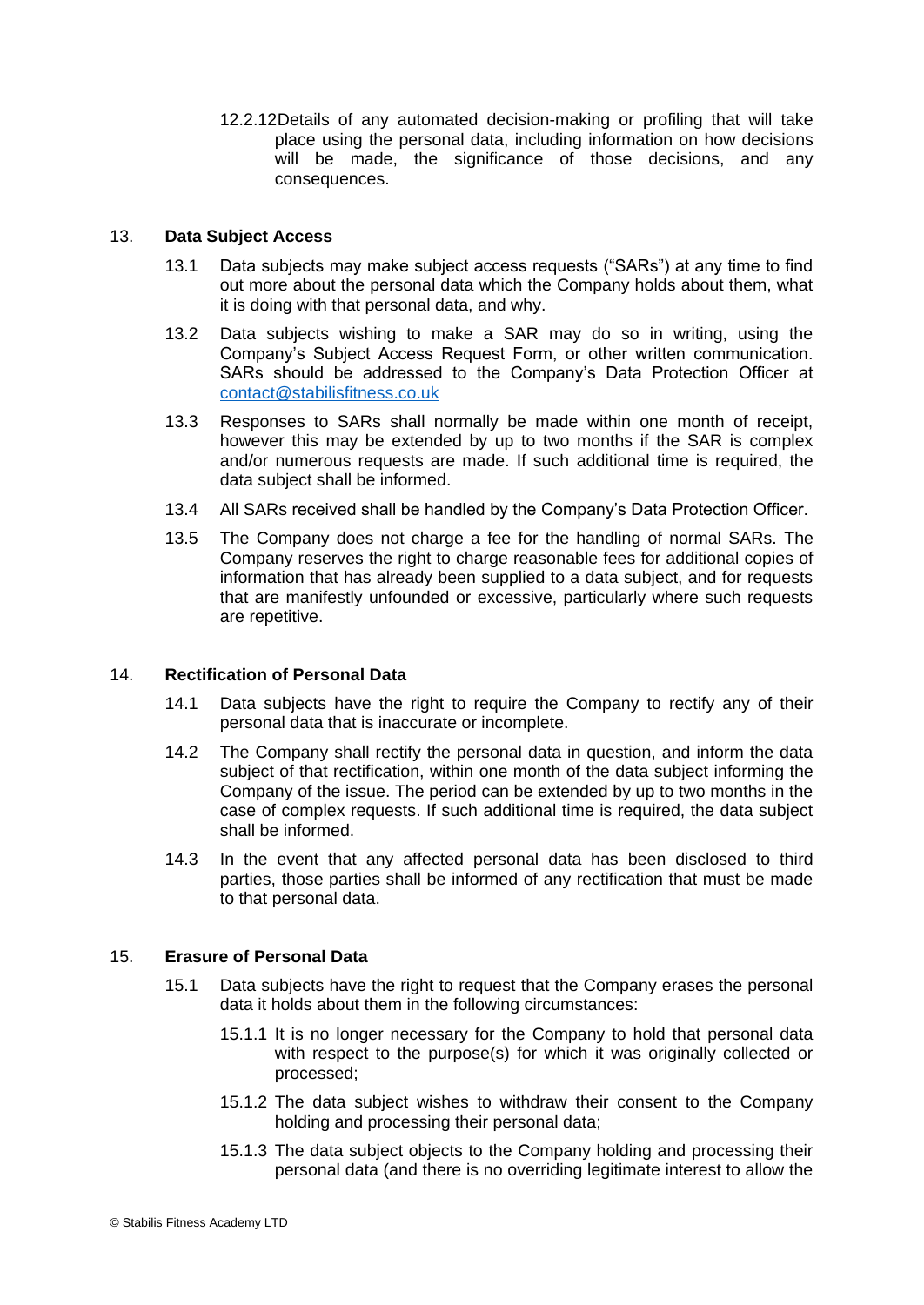12.2.12 Details of any automated decision-making or profiling that will take place using the personal data, including information on how decisions will be made, the significance of those decisions, and any consequences.

## 13. Data Subject Access

13.1 Data subjects may make subject access requests ("SARs") at any time to find out more about the personal data which the Company holds about them, what it is doing with that personal data, and why.

13.2 Data subjects wishing to make a SAR may do so in writing, using the Company's Subject Access Request Form, or other written communication. SARs should be addressed to the Company's Data Protection Officer at contact@stabilisfitness.co.uk

13.3 Responses to SARs shall normally be made within one month of receipt, however this may be extended by up to two months if the SAR is complex and/or numerous requests are made. If such additional time is required, the data subject shall be informed.

13.4 All SARs received shall be handled by the Company's Data Protection Officer.

13.5 The Company does not charge a fee for the handling of normal SARs. The Company reserves the right to charge reasonable fees for additional copies of information that has already been supplied to a data subject, and for requests that are manifestly unfounded or excessive, particularly where such requests are repetitive.

## 14. Rectification of Personal Data

14.1 Data subjects have the right to require the Company to rectify any of their personal data that is inaccurate or incomplete.

14.2 The Company shall rectify the personal data in question, and inform the data subject of that rectification, within one month of the data subject informing the Company of the issue. The period can be extended by up to two months in the case of complex requests. If such additional time is required, the data subject shall be informed.

14.3 In the event that any affected personal data has been disclosed to third parties, those parties shall be informed of any rectification that must be made to that personal data.

## 15. Erasure of Personal Data

15.1 Data subjects have the right to request that the Company erases the personal data it holds about them in the following circumstances:

15.1.1 It is no longer necessary for the Company to hold that personal data with respect to the purpose(s) for which it was originally collected or processed;

15.1.2 The data subject wishes to withdraw their consent to the Company holding and processing their personal data;

15.1.3 The data subject objects to the Company holding and processing their personal data (and there is no overriding legitimate interest to allow the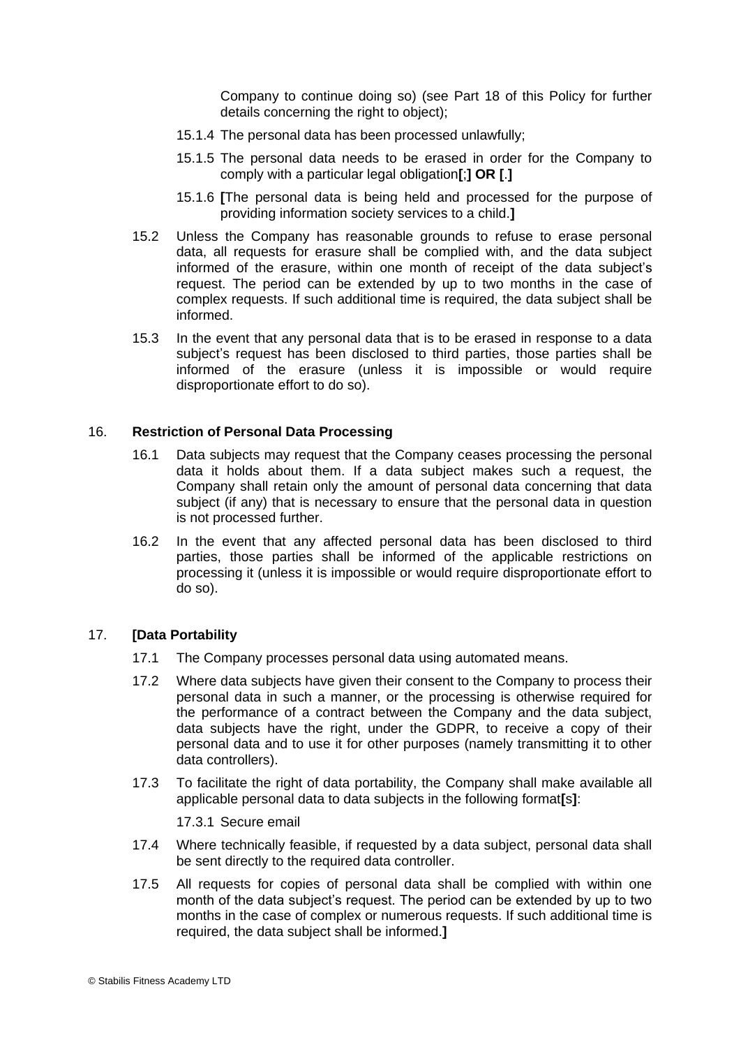Company to continue doing so) (see Part 18 of this Policy for further details concerning the right to object);

15.1.4 The personal data has been processed unlawfully;

15.1.5 The personal data needs to be erased in order for the Company to comply with a particular legal obligation**[**;**] OR [**.**]**

15.1.6 **[**The personal data is being held and processed for the purpose of providing information society services to a child.**]**

15.2 Unless the Company has reasonable grounds to refuse to erase personal data, all requests for erasure shall be complied with, and the data subject informed of the erasure, within one month of receipt of the data subject's request. The period can be extended by up to two months in the case of complex requests. If such additional time is required, the data subject shall be informed.

15.3 In the event that any personal data that is to be erased in response to a data subject's request has been disclosed to third parties, those parties shall be informed of the erasure (unless it is impossible or would require disproportionate effort to do so).

## 16. Restriction of Personal Data Processing

16.1 Data subjects may request that the Company ceases processing the personal data it holds about them. If a data subject makes such a request, the Company shall retain only the amount of personal data concerning that data subject (if any) that is necessary to ensure that the personal data in question is not processed further.

16.2 In the event that any affected personal data has been disclosed to third parties, those parties shall be informed of the applicable restrictions on processing it (unless it is impossible or would require disproportionate effort to do so).

## 17. [Data Portability

17.1 The Company processes personal data using automated means.

17.2 Where data subjects have given their consent to the Company to process their personal data in such a manner, or the processing is otherwise required for the performance of a contract between the Company and the data subject, data subjects have the right, under the GDPR, to receive a copy of their personal data and to use it for other purposes (namely transmitting it to other data controllers).

17.3 To facilitate the right of data portability, the Company shall make available all applicable personal data to data subjects in the following format**[**s**]**:

17.3.1 Secure email

17.4 Where technically feasible, if requested by a data subject, personal data shall be sent directly to the required data controller.

17.5 All requests for copies of personal data shall be complied with within one month of the data subject's request. The period can be extended by up to two months in the case of complex or numerous requests. If such additional time is required, the data subject shall be informed.**]**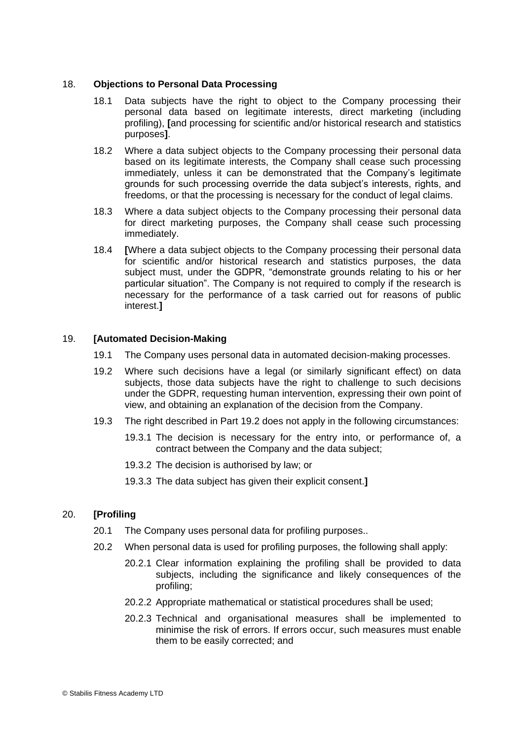## 18. **Objections to Personal Data Processing**

18.1 Data subjects have the right to object to the Company processing their personal data based on legitimate interests, direct marketing (including profiling), **[**and processing for scientific and/or historical research and statistics purposes**]**.

18.2 Where a data subject objects to the Company processing their personal data based on its legitimate interests, the Company shall cease such processing immediately, unless it can be demonstrated that the Company's legitimate grounds for such processing override the data subject's interests, rights, and freedoms, or that the processing is necessary for the conduct of legal claims.

18.3 Where a data subject objects to the Company processing their personal data for direct marketing purposes, the Company shall cease such processing immediately.

18.4 **[**Where a data subject objects to the Company processing their personal data for scientific and/or historical research and statistics purposes, the data subject must, under the GDPR, "demonstrate grounds relating to his or her particular situation". The Company is not required to comply if the research is necessary for the performance of a task carried out for reasons of public interest.**]**

## 19. **[Automated Decision-Making**

19.1 The Company uses personal data in automated decision-making processes.

19.2 Where such decisions have a legal (or similarly significant effect) on data subjects, those data subjects have the right to challenge to such decisions under the GDPR, requesting human intervention, expressing their own point of view, and obtaining an explanation of the decision from the Company.

19.3 The right described in Part 19.2 does not apply in the following circumstances:

19.3.1 The decision is necessary for the entry into, or performance of, a contract between the Company and the data subject;

19.3.2 The decision is authorised by law; or

19.3.3 The data subject has given their explicit consent.**]**

## 20. **[Profiling**

20.1 The Company uses personal data for profiling purposes..

20.2 When personal data is used for profiling purposes, the following shall apply:

20.2.1 Clear information explaining the profiling shall be provided to data subjects, including the significance and likely consequences of the profiling;

20.2.2 Appropriate mathematical or statistical procedures shall be used;

20.2.3 Technical and organisational measures shall be implemented to minimise the risk of errors. If errors occur, such measures must enable them to be easily corrected; and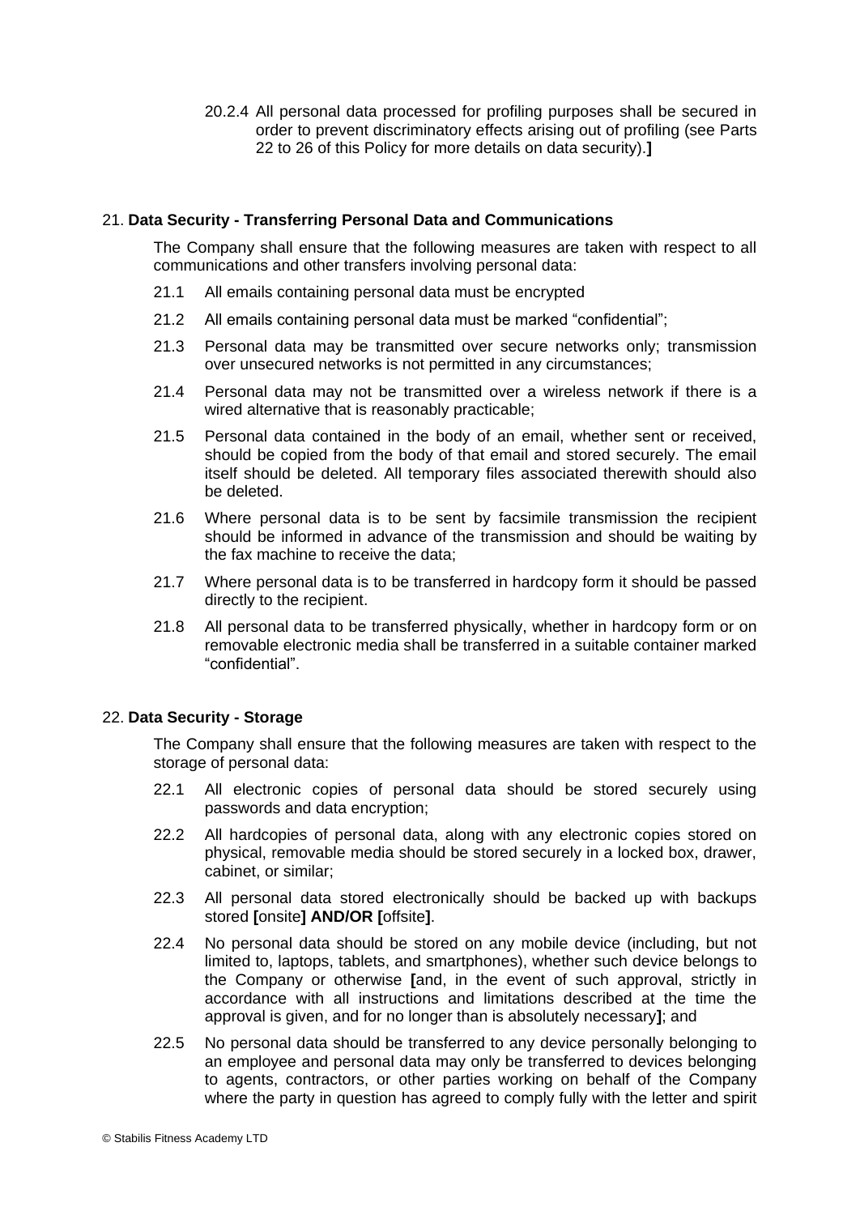20.2.4 All personal data processed for profiling purposes shall be secured in order to prevent discriminatory effects arising out of profiling (see Parts 22 to 26 of this Policy for more details on data security).**]**

## 21. Data Security - Transferring Personal Data and Communications

The Company shall ensure that the following measures are taken with respect to all communications and other transfers involving personal data:

21.1 All emails containing personal data must be encrypted

21.2 All emails containing personal data must be marked "confidential";

21.3 Personal data may be transmitted over secure networks only; transmission over unsecured networks is not permitted in any circumstances;

21.4 Personal data may not be transmitted over a wireless network if there is a wired alternative that is reasonably practicable;

21.5 Personal data contained in the body of an email, whether sent or received, should be copied from the body of that email and stored securely. The email itself should be deleted. All temporary files associated therewith should also be deleted.

21.6 Where personal data is to be sent by facsimile transmission the recipient should be informed in advance of the transmission and should be waiting by the fax machine to receive the data;

21.7 Where personal data is to be transferred in hardcopy form it should be passed directly to the recipient.

21.8 All personal data to be transferred physically, whether in hardcopy form or on removable electronic media shall be transferred in a suitable container marked "confidential".

## 22. Data Security - Storage

The Company shall ensure that the following measures are taken with respect to the storage of personal data:

22.1 All electronic copies of personal data should be stored securely using passwords and data encryption;

22.2 All hardcopies of personal data, along with any electronic copies stored on physical, removable media should be stored securely in a locked box, drawer, cabinet, or similar;

22.3 All personal data stored electronically should be backed up with backups stored **[**onsite**] AND/OR [**offsite**]**.

22.4 No personal data should be stored on any mobile device (including, but not limited to, laptops, tablets, and smartphones), whether such device belongs to the Company or otherwise **[**and, in the event of such approval, strictly in accordance with all instructions and limitations described at the time the approval is given, and for no longer than is absolutely necessary**]**; and

22.5 No personal data should be transferred to any device personally belonging to an employee and personal data may only be transferred to devices belonging to agents, contractors, or other parties working on behalf of the Company where the party in question has agreed to comply fully with the letter and spirit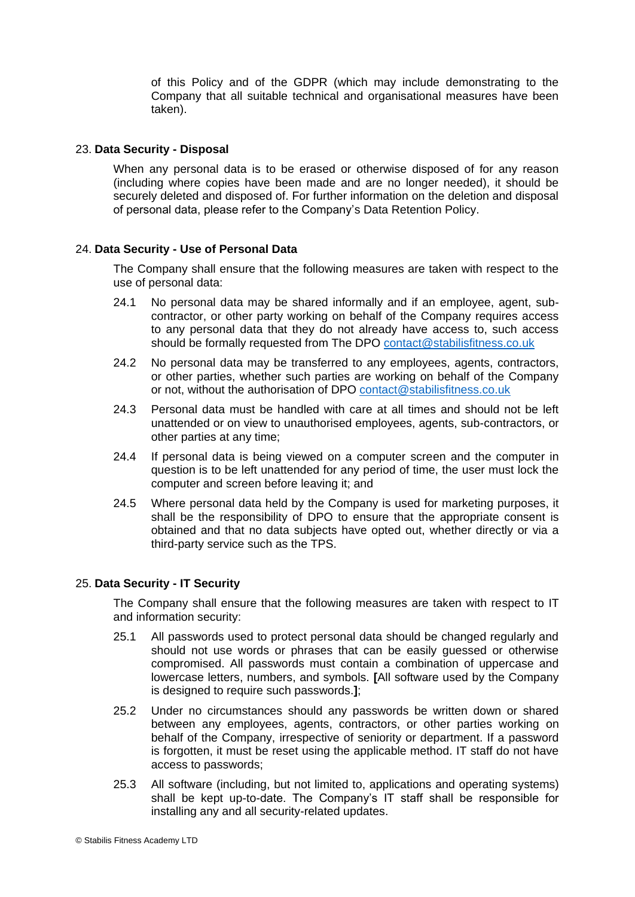of this Policy and of the GDPR (which may include demonstrating to the Company that all suitable technical and organisational measures have been taken).

## 23. **Data Security - Disposal**

When any personal data is to be erased or otherwise disposed of for any reason (including where copies have been made and are no longer needed), it should be securely deleted and disposed of. For further information on the deletion and disposal of personal data, please refer to the Company's Data Retention Policy.

## 24. **Data Security - Use of Personal Data**

The Company shall ensure that the following measures are taken with respect to the use of personal data:

24.1 No personal data may be shared informally and if an employee, agent, sub-contractor, or other party working on behalf of the Company requires access to any personal data that they do not already have access to, such access should be formally requested from The DPO contact@stabilisfitness.co.uk

24.2 No personal data may be transferred to any employees, agents, contractors, or other parties, whether such parties are working on behalf of the Company or not, without the authorisation of DPO contact@stabilisfitness.co.uk

24.3 Personal data must be handled with care at all times and should not be left unattended or on view to unauthorised employees, agents, sub-contractors, or other parties at any time;

24.4 If personal data is being viewed on a computer screen and the computer in question is to be left unattended for any period of time, the user must lock the computer and screen before leaving it; and

24.5 Where personal data held by the Company is used for marketing purposes, it shall be the responsibility of DPO to ensure that the appropriate consent is obtained and that no data subjects have opted out, whether directly or via a third-party service such as the TPS.

## 25. **Data Security - IT Security**

The Company shall ensure that the following measures are taken with respect to IT and information security:

25.1 All passwords used to protect personal data should be changed regularly and should not use words or phrases that can be easily guessed or otherwise compromised. All passwords must contain a combination of uppercase and lowercase letters, numbers, and symbols. **[**All software used by the Company is designed to require such passwords.**]**;

25.2 Under no circumstances should any passwords be written down or shared between any employees, agents, contractors, or other parties working on behalf of the Company, irrespective of seniority or department. If a password is forgotten, it must be reset using the applicable method. IT staff do not have access to passwords;

25.3 All software (including, but not limited to, applications and operating systems) shall be kept up-to-date. The Company's IT staff shall be responsible for installing any and all security-related updates.

© Stabilis Fitness Academy LTD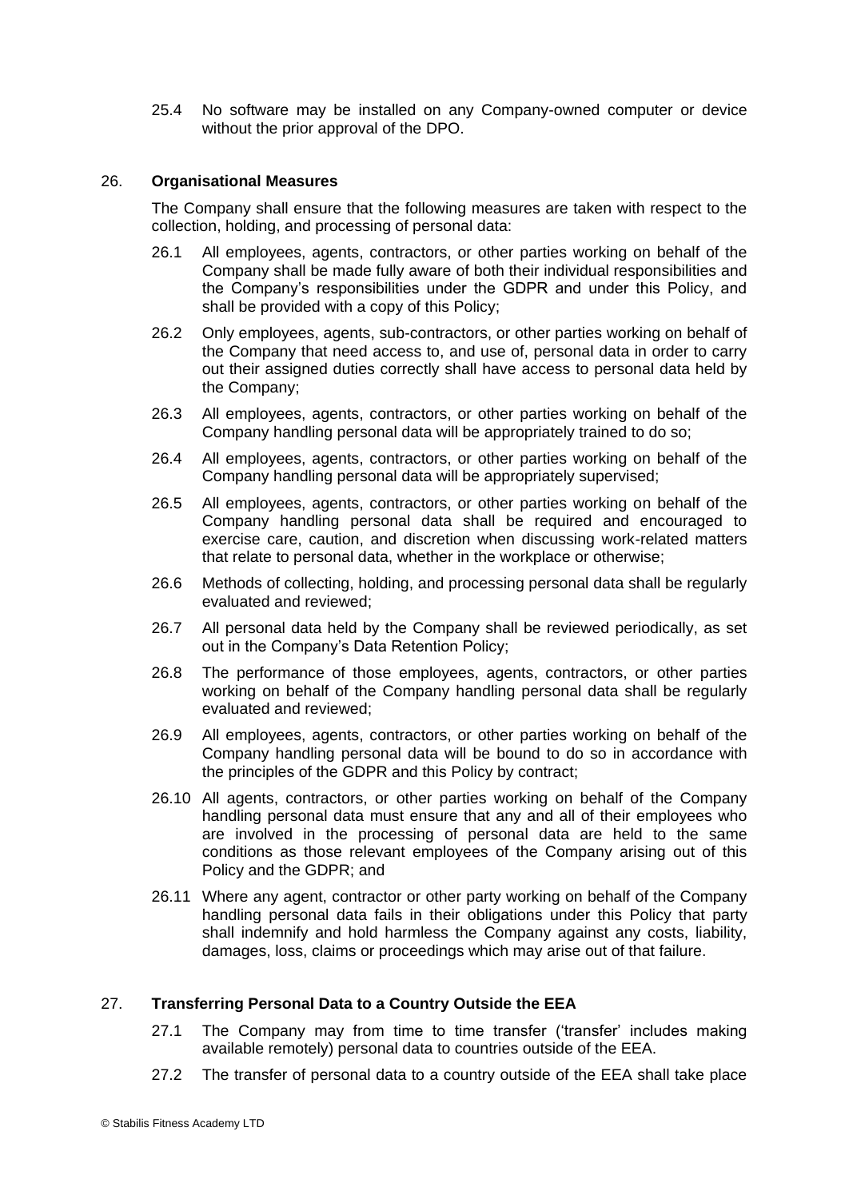25.4 No software may be installed on any Company-owned computer or device without the prior approval of the DPO.

## 26. Organisational Measures

The Company shall ensure that the following measures are taken with respect to the collection, holding, and processing of personal data:

26.1 All employees, agents, contractors, or other parties working on behalf of the Company shall be made fully aware of both their individual responsibilities and the Company's responsibilities under the GDPR and under this Policy, and shall be provided with a copy of this Policy;

26.2 Only employees, agents, sub-contractors, or other parties working on behalf of the Company that need access to, and use of, personal data in order to carry out their assigned duties correctly shall have access to personal data held by the Company;

26.3 All employees, agents, contractors, or other parties working on behalf of the Company handling personal data will be appropriately trained to do so;

26.4 All employees, agents, contractors, or other parties working on behalf of the Company handling personal data will be appropriately supervised;

26.5 All employees, agents, contractors, or other parties working on behalf of the Company handling personal data shall be required and encouraged to exercise care, caution, and discretion when discussing work-related matters that relate to personal data, whether in the workplace or otherwise;

26.6 Methods of collecting, holding, and processing personal data shall be regularly evaluated and reviewed;

26.7 All personal data held by the Company shall be reviewed periodically, as set out in the Company's Data Retention Policy;

26.8 The performance of those employees, agents, contractors, or other parties working on behalf of the Company handling personal data shall be regularly evaluated and reviewed;

26.9 All employees, agents, contractors, or other parties working on behalf of the Company handling personal data will be bound to do so in accordance with the principles of the GDPR and this Policy by contract;

26.10 All agents, contractors, or other parties working on behalf of the Company handling personal data must ensure that any and all of their employees who are involved in the processing of personal data are held to the same conditions as those relevant employees of the Company arising out of this Policy and the GDPR; and

26.11 Where any agent, contractor or other party working on behalf of the Company handling personal data fails in their obligations under this Policy that party shall indemnify and hold harmless the Company against any costs, liability, damages, loss, claims or proceedings which may arise out of that failure.

## 27. Transferring Personal Data to a Country Outside the EEA

27.1 The Company may from time to time transfer ('transfer' includes making available remotely) personal data to countries outside of the EEA.

27.2 The transfer of personal data to a country outside of the EEA shall take place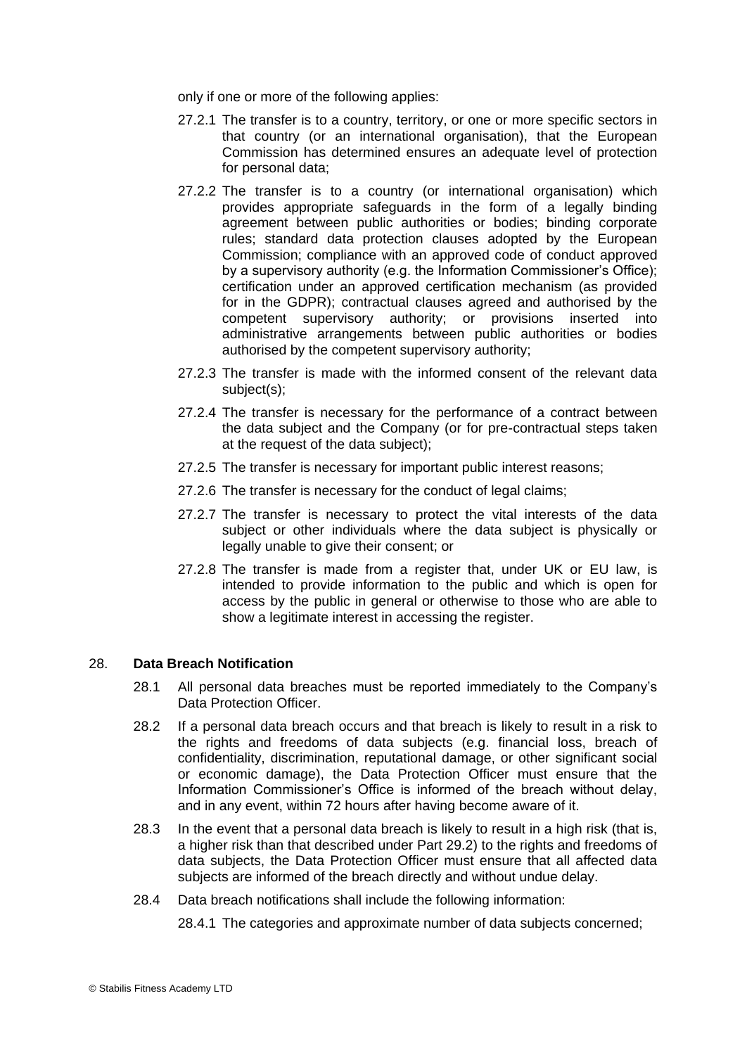only if one or more of the following applies:

27.2.1 The transfer is to a country, territory, or one or more specific sectors in that country (or an international organisation), that the European Commission has determined ensures an adequate level of protection for personal data;

27.2.2 The transfer is to a country (or international organisation) which provides appropriate safeguards in the form of a legally binding agreement between public authorities or bodies; binding corporate rules; standard data protection clauses adopted by the European Commission; compliance with an approved code of conduct approved by a supervisory authority (e.g. the Information Commissioner's Office); certification under an approved certification mechanism (as provided for in the GDPR); contractual clauses agreed and authorised by the competent supervisory authority; or provisions inserted into administrative arrangements between public authorities or bodies authorised by the competent supervisory authority;

27.2.3 The transfer is made with the informed consent of the relevant data subject(s);

27.2.4 The transfer is necessary for the performance of a contract between the data subject and the Company (or for pre-contractual steps taken at the request of the data subject);

27.2.5 The transfer is necessary for important public interest reasons;

27.2.6 The transfer is necessary for the conduct of legal claims;

27.2.7 The transfer is necessary to protect the vital interests of the data subject or other individuals where the data subject is physically or legally unable to give their consent; or

27.2.8 The transfer is made from a register that, under UK or EU law, is intended to provide information to the public and which is open for access by the public in general or otherwise to those who are able to show a legitimate interest in accessing the register.

## 28. Data Breach Notification

28.1 All personal data breaches must be reported immediately to the Company's Data Protection Officer.

28.2 If a personal data breach occurs and that breach is likely to result in a risk to the rights and freedoms of data subjects (e.g. financial loss, breach of confidentiality, discrimination, reputational damage, or other significant social or economic damage), the Data Protection Officer must ensure that the Information Commissioner's Office is informed of the breach without delay, and in any event, within 72 hours after having become aware of it.

28.3 In the event that a personal data breach is likely to result in a high risk (that is, a higher risk than that described under Part 29.2) to the rights and freedoms of data subjects, the Data Protection Officer must ensure that all affected data subjects are informed of the breach directly and without undue delay.

28.4 Data breach notifications shall include the following information:

28.4.1 The categories and approximate number of data subjects concerned;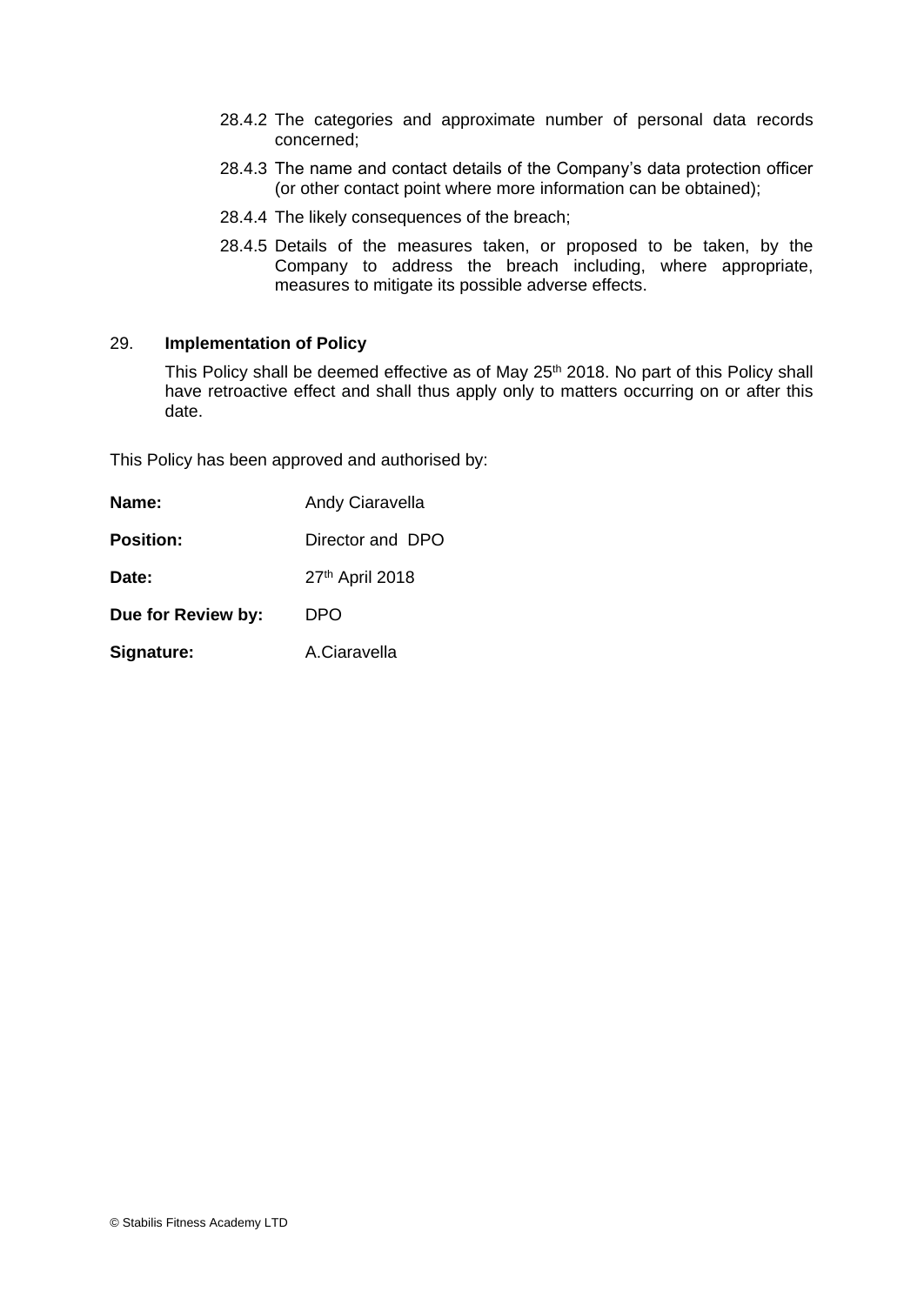28.4.2 The categories and approximate number of personal data records concerned;

28.4.3 The name and contact details of the Company's data protection officer (or other contact point where more information can be obtained);

28.4.4 The likely consequences of the breach;

28.4.5 Details of the measures taken, or proposed to be taken, by the Company to address the breach including, where appropriate, measures to mitigate its possible adverse effects.

## 29. Implementation of Policy

This Policy shall be deemed effective as of May 25th 2018. No part of this Policy shall have retroactive effect and shall thus apply only to matters occurring on or after this date.

This Policy has been approved and authorised by:

| | |
|---|---|
| **Name:** | Andy Ciaravella |
| **Position:** | Director and DPO |
| **Date:** | 27th April 2018 |
| **Due for Review by:** | DPO |
| **Signature:** | A.Ciaravella |

© Stabilis Fitness Academy LTD